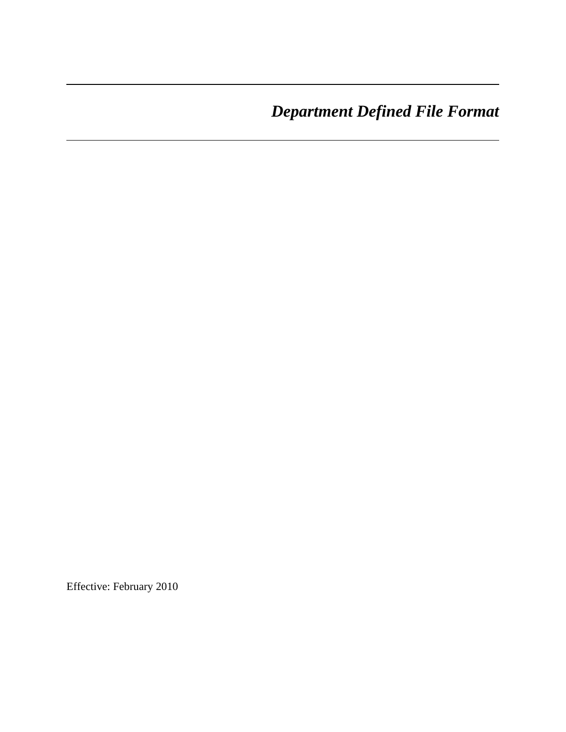# *Department Defined File Format*

Effective: February 2010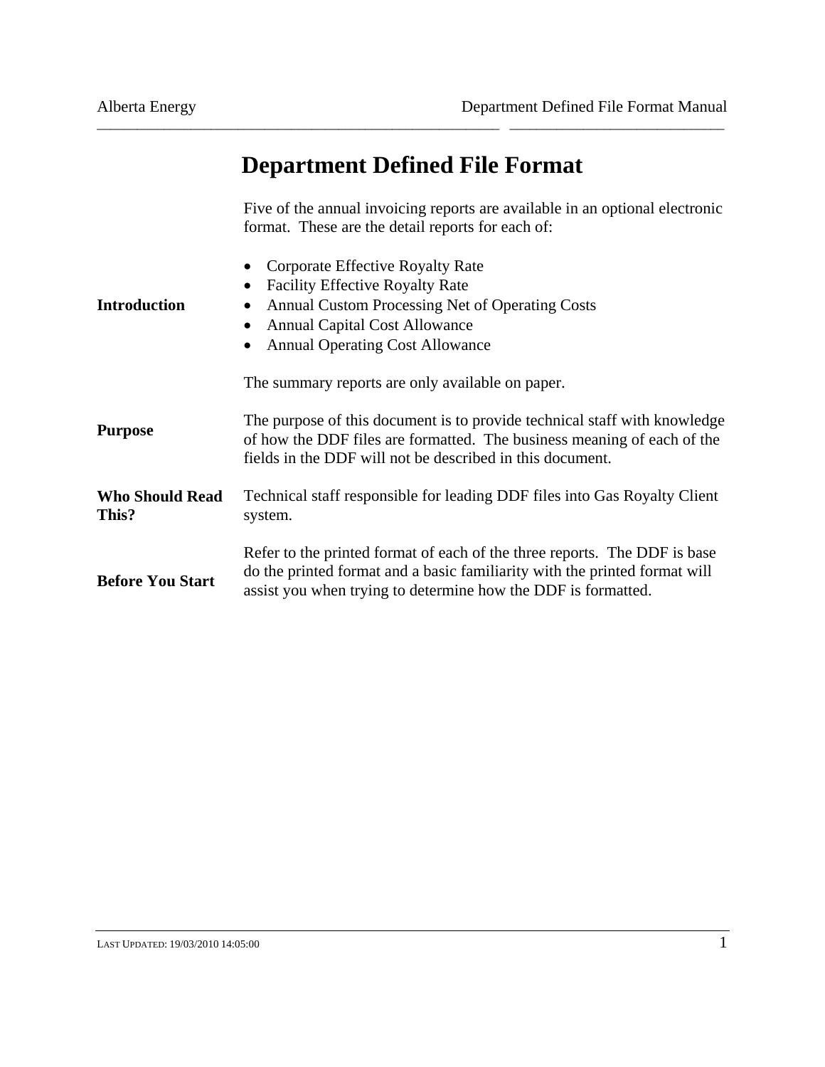# Department Defined File Format

**Introduction**

Five of the annual invoicing reports are available in an optional electronic format. These are the detail reports for each of:

- Corporate Effective Royalty Rate
- Facility Effective Royalty Rate
- Annual Custom Processing Net of Operating Costs
- Annual Capital Cost Allowance
- Annual Operating Cost Allowance

The summary reports are only available on paper.

**Purpose**

The purpose of this document is to provide technical staff with knowledge of how the DDF files are formatted. The business meaning of each of the fields in the DDF will not be described in this document.

**Who Should Read This?**

Technical staff responsible for leading DDF files into Gas Royalty Client system.

**Before You Start**

Refer to the printed format of each of the three reports. The DDF is base do the printed format and a basic familiarity with the printed format will assist you when trying to determine how the DDF is formatted.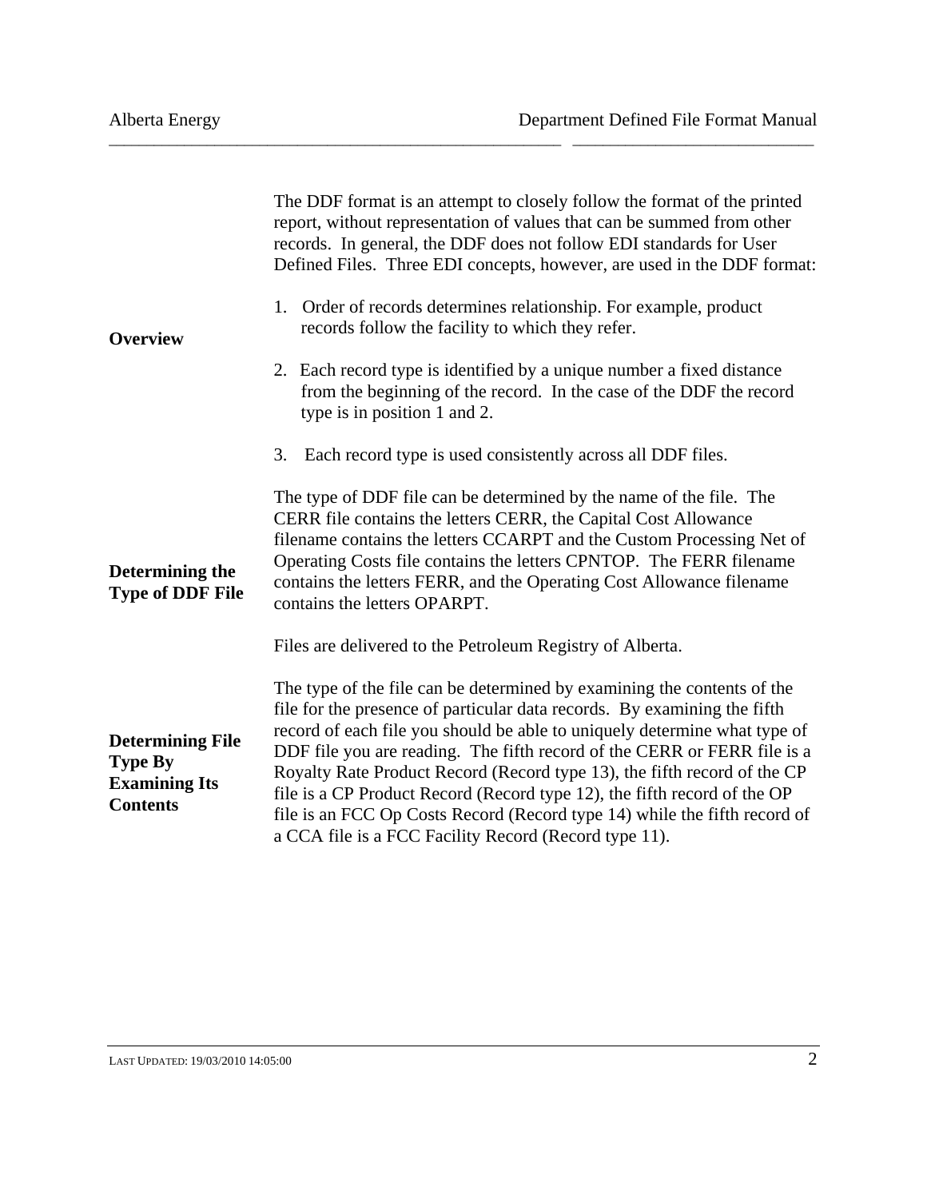## Overview

The DDF format is an attempt to closely follow the format of the printed report, without representation of values that can be summed from other records. In general, the DDF does not follow EDI standards for User Defined Files. Three EDI concepts, however, are used in the DDF format:

1. Order of records determines relationship. For example, product records follow the facility to which they refer.

2. Each record type is identified by a unique number a fixed distance from the beginning of the record. In the case of the DDF the record type is in position 1 and 2.

3. Each record type is used consistently across all DDF files.

## Determining the Type of DDF File

The type of DDF file can be determined by the name of the file. The CERR file contains the letters CERR, the Capital Cost Allowance filename contains the letters CCARPT and the Custom Processing Net of Operating Costs file contains the letters CPNTOP. The FERR filename contains the letters FERR, and the Operating Cost Allowance filename contains the letters OPARPT.

Files are delivered to the Petroleum Registry of Alberta.

## Determining File Type By Examining Its Contents

The type of the file can be determined by examining the contents of the file for the presence of particular data records. By examining the fifth record of each file you should be able to uniquely determine what type of DDF file you are reading. The fifth record of the CERR or FERR file is a Royalty Rate Product Record (Record type 13), the fifth record of the CP file is a CP Product Record (Record type 12), the fifth record of the OP file is an FCC Op Costs Record (Record type 14) while the fifth record of a CCA file is a FCC Facility Record (Record type 11).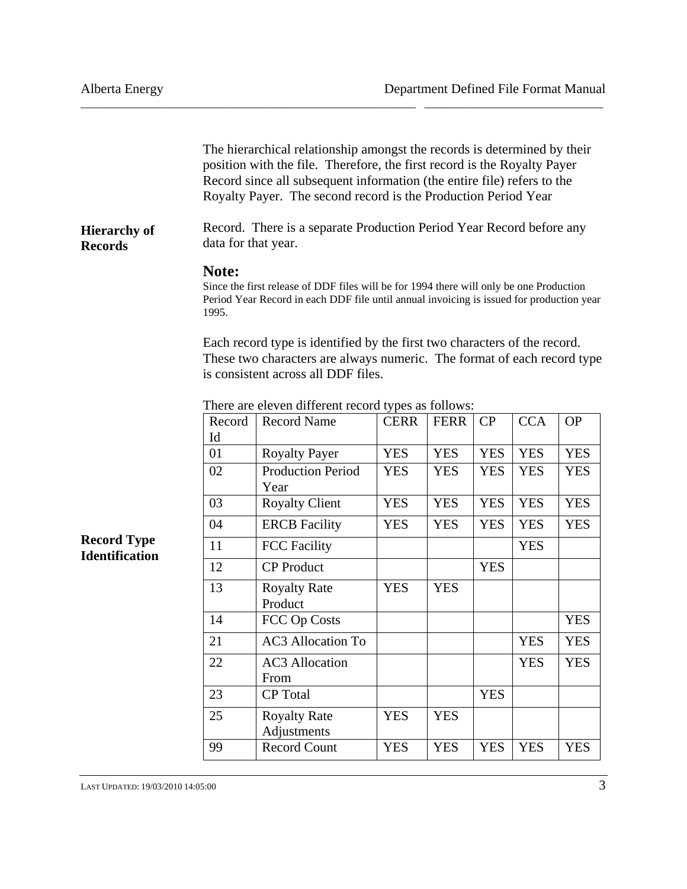**Hierarchy of Records**

The hierarchical relationship amongst the records is determined by their position with the file. Therefore, the first record is the Royalty Payer Record since all subsequent information (the entire file) refers to the Royalty Payer. The second record is the Production Period Year Record. There is a separate Production Period Year Record before any data for that year.

**Note:**

Since the first release of DDF files will be for 1994 there will only be one Production Period Year Record in each DDF file until annual invoicing is issued for production year 1995.

**Record Type Identification**

Each record type is identified by the first two characters of the record. These two characters are always numeric. The format of each record type is consistent across all DDF files.

There are eleven different record types as follows:

| Record Id | Record Name | CERR | FERR | CP | CCA | OP |
|---|---|---|---|---|---|---|
| 01 | Royalty Payer | YES | YES | YES | YES | YES |
| 02 | Production Period Year | YES | YES | YES | YES | YES |
| 03 | Royalty Client | YES | YES | YES | YES | YES |
| 04 | ERCB Facility | YES | YES | YES | YES | YES |
| 11 | FCC Facility | | | | YES | |
| 12 | CP Product | | | YES | | |
| 13 | Royalty Rate Product | YES | YES | | | |
| 14 | FCC Op Costs | | | | | YES |
| 21 | AC3 Allocation To | | | | YES | YES |
| 22 | AC3 Allocation From | | | | YES | YES |
| 23 | CP Total | | | YES | | |
| 25 | Royalty Rate Adjustments | YES | YES | | | |
| 99 | Record Count | YES | YES | YES | YES | YES |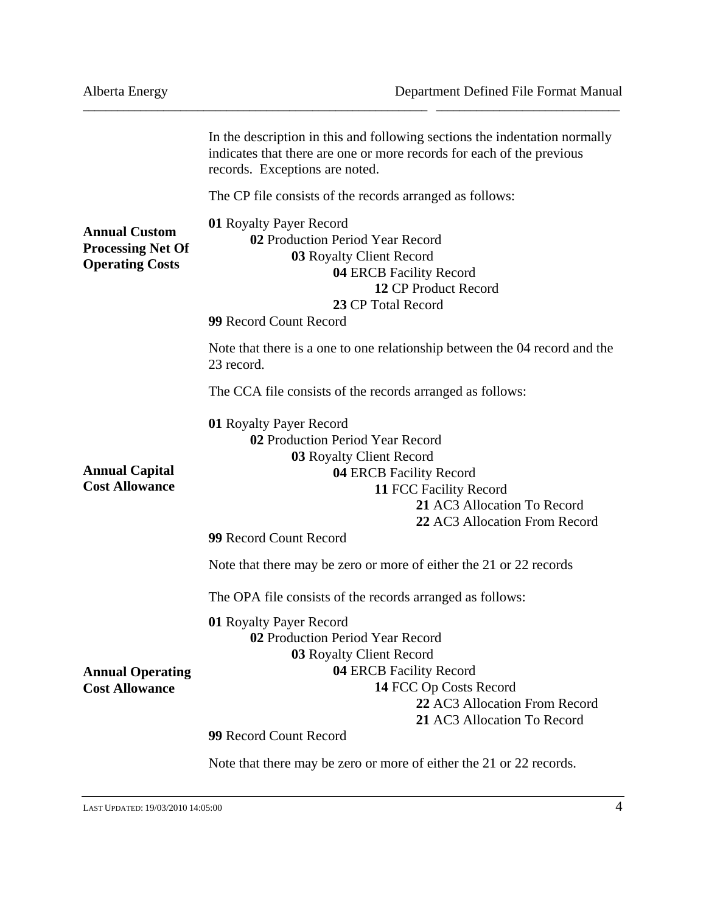In the description in this and following sections the indentation normally indicates that there are one or more records for each of the previous records.  Exceptions are noted.

The CP file consists of the records arranged as follows:

**Annual Custom Processing Net Of Operating Costs**

- **01** Royalty Payer Record
  - **02** Production Period Year Record
    - **03** Royalty Client Record
      - **04** ERCB Facility Record
        - **12** CP Product Record
      - **23** CP Total Record
- **99** Record Count Record

Note that there is a one to one relationship between the 04 record and the 23 record.

The CCA file consists of the records arranged as follows:

**Annual Capital Cost Allowance**

- **01** Royalty Payer Record
  - **02** Production Period Year Record
    - **03** Royalty Client Record
      - **04** ERCB Facility Record
        - **11** FCC Facility Record
          - **21** AC3 Allocation To Record
          - **22** AC3 Allocation From Record
- **99** Record Count Record

Note that there may be zero or more of either the 21 or 22 records

The OPA file consists of the records arranged as follows:

**Annual Operating Cost Allowance**

- **01** Royalty Payer Record
  - **02** Production Period Year Record
    - **03** Royalty Client Record
      - **04** ERCB Facility Record
        - **14** FCC Op Costs Record
          - **22** AC3 Allocation From Record
          - **21** AC3 Allocation To Record
- **99** Record Count Record

Note that there may be zero or more of either the 21 or 22 records.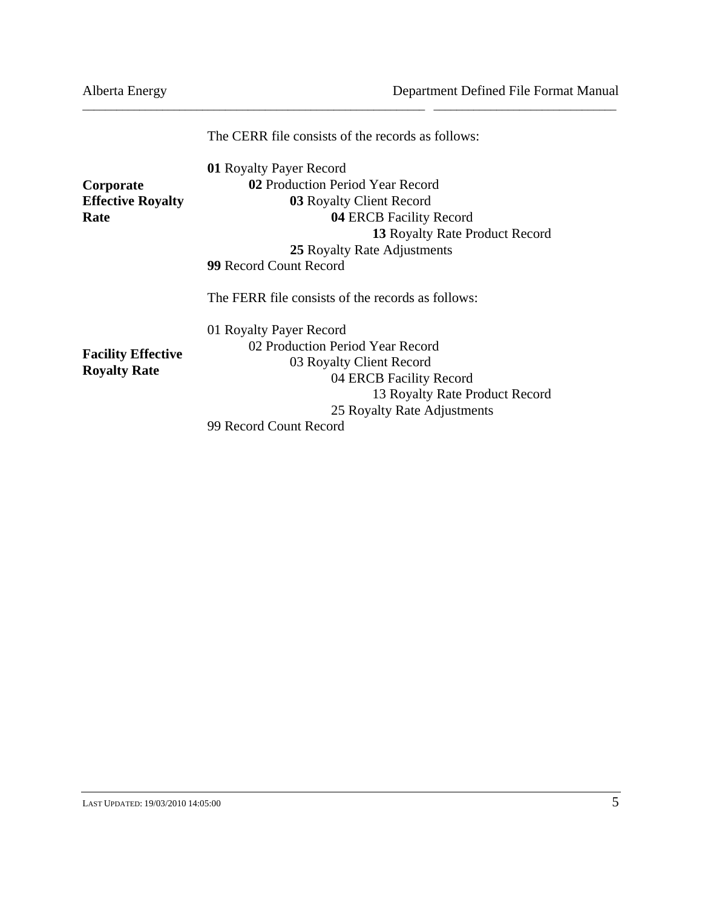**Corporate Effective Royalty Rate**

The CERR file consists of the records as follows:

**01** Royalty Payer Record
  - **02** Production Period Year Record
    - **03** Royalty Client Record
      - **04** ERCB Facility Record
        - **13** Royalty Rate Product Record
    - **25** Royalty Rate Adjustments

**99** Record Count Record

**Facility Effective Royalty Rate**

The FERR file consists of the records as follows:

01 Royalty Payer Record
  - 02 Production Period Year Record
    - 03 Royalty Client Record
      - 04 ERCB Facility Record
        - 13 Royalty Rate Product Record
      - 25 Royalty Rate Adjustments

99 Record Count Record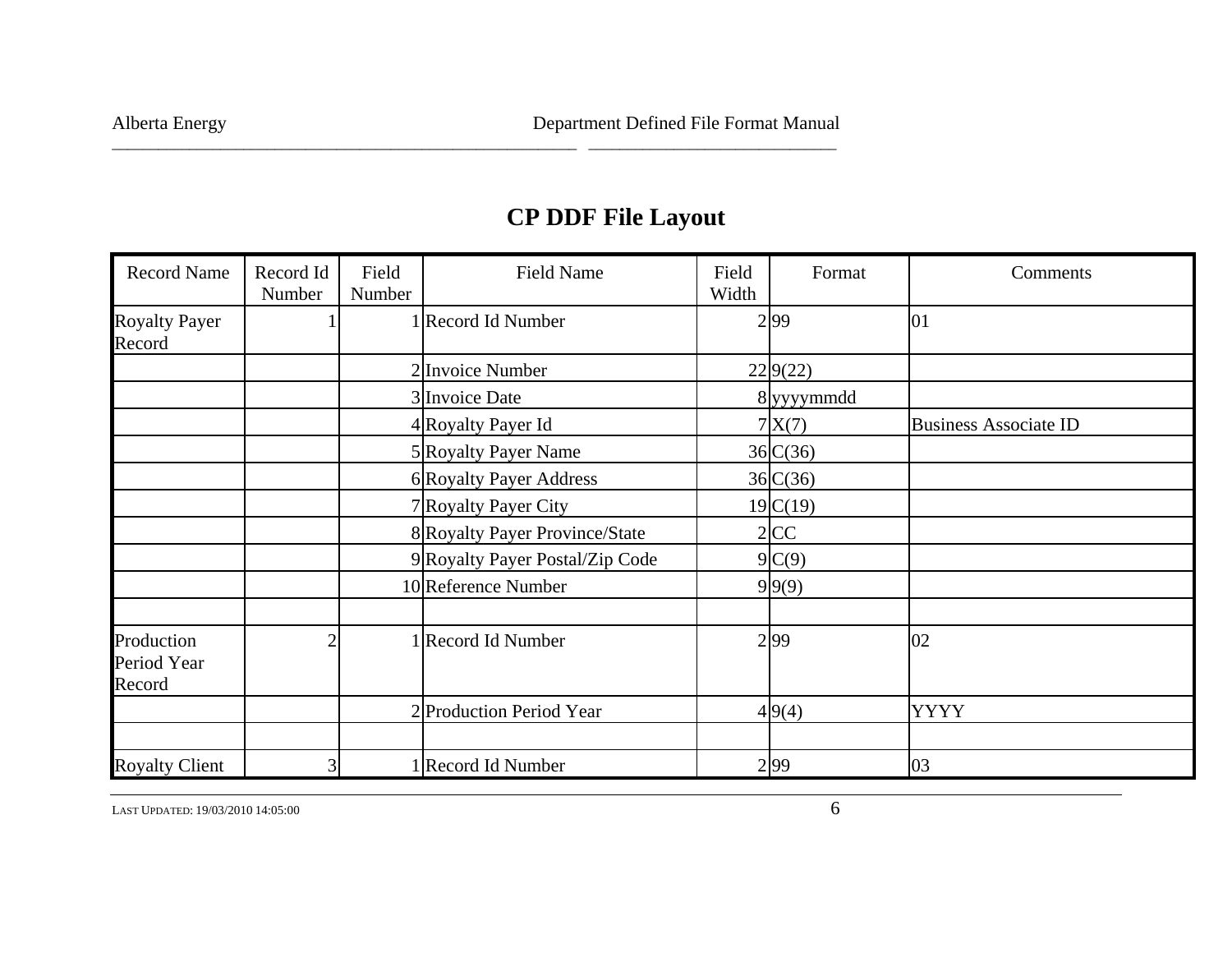# CP DDF File Layout

| Record Name | Record Id Number | Field Number | Field Name | Field Width | Format | Comments |
|---|---|---|---|---|---|---|
| Royalty Payer Record | 1 | 1 | Record Id Number | 2 | 99 | 01 |
| | | 2 | Invoice Number | 22 | 9(22) | |
| | | 3 | Invoice Date | 8 | yyyymmdd | |
| | | 4 | Royalty Payer Id | 7 | X(7) | Business Associate ID |
| | | 5 | Royalty Payer Name | 36 | C(36) | |
| | | 6 | Royalty Payer Address | 36 | C(36) | |
| | | 7 | Royalty Payer City | 19 | C(19) | |
| | | 8 | Royalty Payer Province/State | 2 | CC | |
| | | 9 | Royalty Payer Postal/Zip Code | 9 | C(9) | |
| | | 10 | Reference Number | 9 | 9(9) | |
| | | | | | | |
| Production Period Year Record | 2 | 1 | Record Id Number | 2 | 99 | 02 |
| | | 2 | Production Period Year | 4 | 9(4) | YYYY |
| | | | | | | |
| Royalty Client | 3 | 1 | Record Id Number | 2 | 99 | 03 |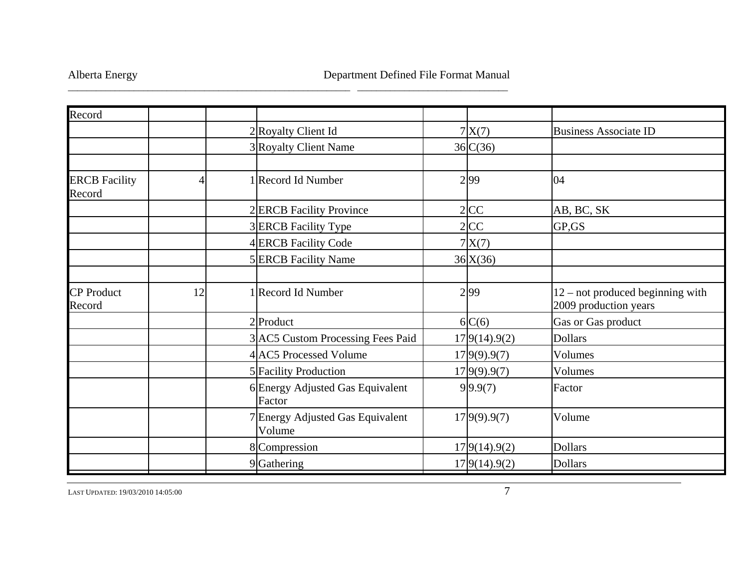| | | | | | | |
|---|---|---|---|---|---|---|
| Record | | | | | | |
| | | 2 | Royalty Client Id | 7 | X(7) | Business Associate ID |
| | | 3 | Royalty Client Name | 36 | C(36) | |
| | | | | | | |
| ERCB Facility Record | 4 | 1 | Record Id Number | 2 | 99 | 04 |
| | | 2 | ERCB Facility Province | 2 | CC | AB, BC, SK |
| | | 3 | ERCB Facility Type | 2 | CC | GP,GS |
| | | 4 | ERCB Facility Code | 7 | X(7) | |
| | | 5 | ERCB Facility Name | 36 | X(36) | |
| | | | | | | |
| CP Product Record | 12 | 1 | Record Id Number | 2 | 99 | 12 – not produced beginning with 2009 production years |
| | | 2 | Product | 6 | C(6) | Gas or Gas product |
| | | 3 | AC5 Custom Processing Fees Paid | 17 | 9(14).9(2) | Dollars |
| | | 4 | AC5 Processed Volume | 17 | 9(9).9(7) | Volumes |
| | | 5 | Facility Production | 17 | 9(9).9(7) | Volumes |
| | | 6 | Energy Adjusted Gas Equivalent Factor | 9 | 9.9(7) | Factor |
| | | 7 | Energy Adjusted Gas Equivalent Volume | 17 | 9(9).9(7) | Volume |
| | | 8 | Compression | 17 | 9(14).9(2) | Dollars |
| | | 9 | Gathering | 17 | 9(14).9(2) | Dollars |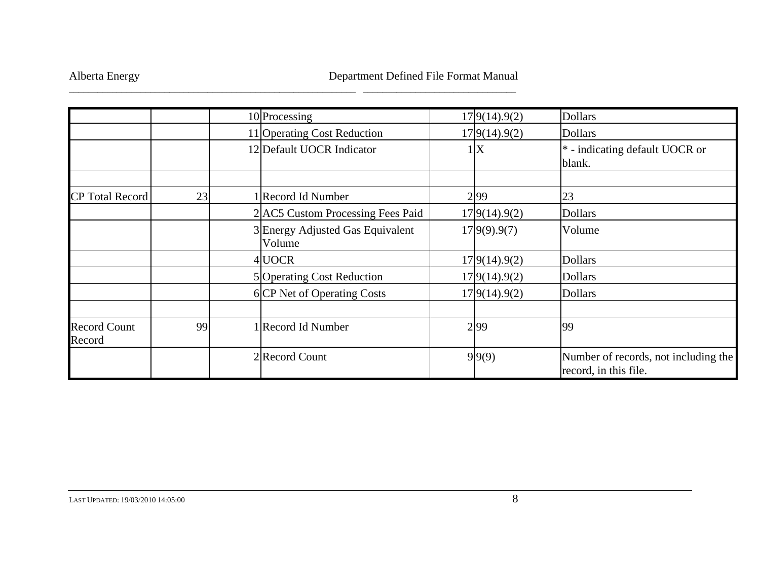| | | | | | | |
|---|---|---|---|---|---|---|
| | | 10 | Processing | 17 | 9(14).9(2) | Dollars |
| | | 11 | Operating Cost Reduction | 17 | 9(14).9(2) | Dollars |
| | | 12 | Default UOCR Indicator | 1 | X | * - indicating default UOCR or blank. |
| | | | | | | |
| CP Total Record | 23 | 1 | Record Id Number | 2 | 99 | 23 |
| | | 2 | AC5 Custom Processing Fees Paid | 17 | 9(14).9(2) | Dollars |
| | | 3 | Energy Adjusted Gas Equivalent Volume | 17 | 9(9).9(7) | Volume |
| | | 4 | UOCR | 17 | 9(14).9(2) | Dollars |
| | | 5 | Operating Cost Reduction | 17 | 9(14).9(2) | Dollars |
| | | 6 | CP Net of Operating Costs | 17 | 9(14).9(2) | Dollars |
| | | | | | | |
| Record Count Record | 99 | 1 | Record Id Number | 2 | 99 | 99 |
| | | 2 | Record Count | 9 | 9(9) | Number of records, not including the record, in this file. |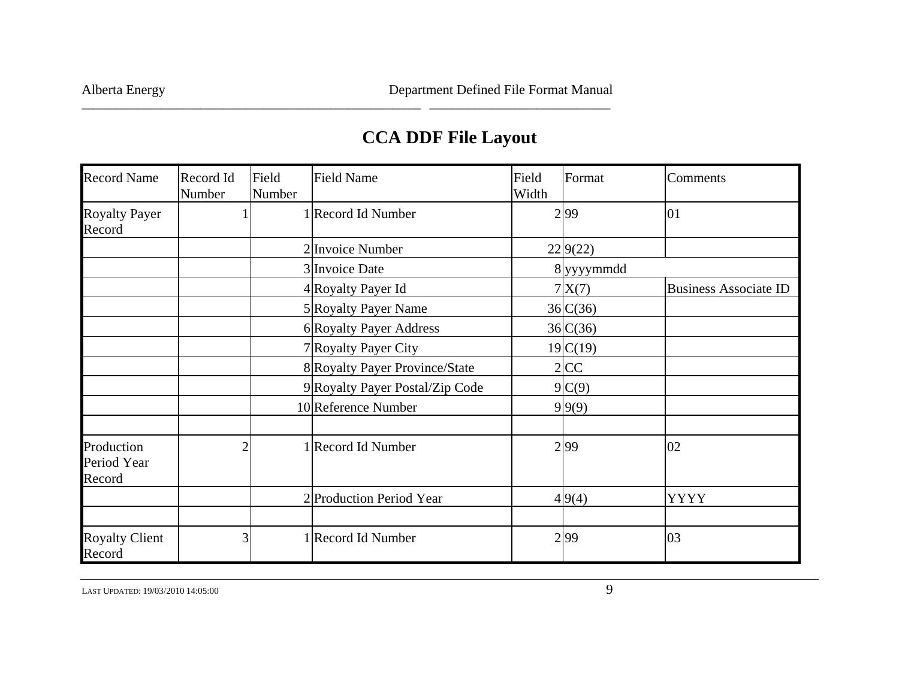# CCA DDF File Layout

| Record Name | Record Id Number | Field Number | Field Name | Field Width | Format | Comments |
|---|---|---|---|---|---|---|
| Royalty Payer Record | 1 | 1 | Record Id Number | 2 | 99 | 01 |
| | | 2 | Invoice Number | 22 | 9(22) | |
| | | 3 | Invoice Date | 8 | yyyymmdd | |
| | | 4 | Royalty Payer Id | 7 | X(7) | Business Associate ID |
| | | 5 | Royalty Payer Name | 36 | C(36) | |
| | | 6 | Royalty Payer Address | 36 | C(36) | |
| | | 7 | Royalty Payer City | 19 | C(19) | |
| | | 8 | Royalty Payer Province/State | 2 | CC | |
| | | 9 | Royalty Payer Postal/Zip Code | 9 | C(9) | |
| | | 10 | Reference Number | 9 | 9(9) | |
| | | | | | | |
| Production Period Year Record | 2 | 1 | Record Id Number | 2 | 99 | 02 |
| | | 2 | Production Period Year | 4 | 9(4) | YYYY |
| | | | | | | |
| Royalty Client Record | 3 | 1 | Record Id Number | 2 | 99 | 03 |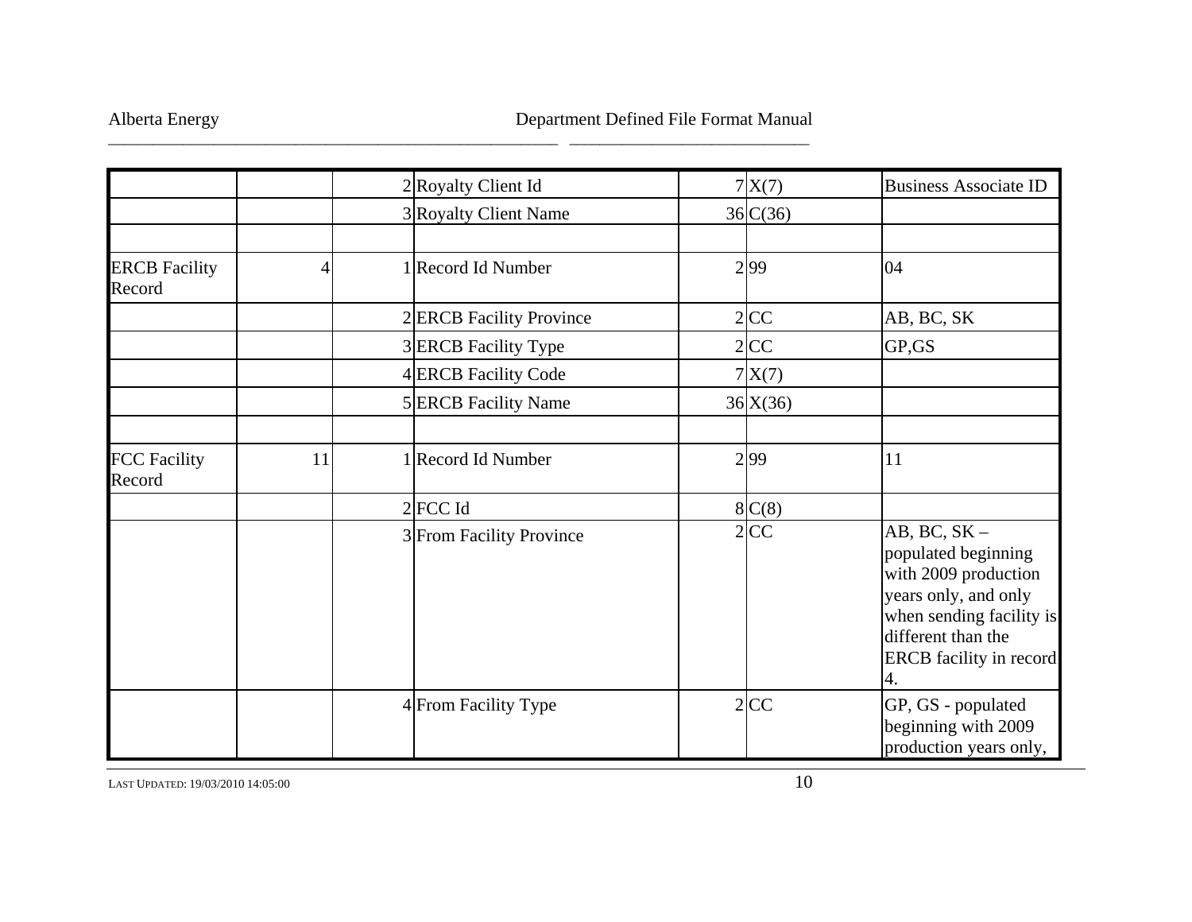| | | | | | | |
|---|---|---|---|---|---|---|
| | | | 2 | Royalty Client Id | 7 | X(7) | Business Associate ID |
| | | | 3 | Royalty Client Name | 36 | C(36) | |
| | | | | | | | |
| ERCB Facility Record | 4 | | 1 | Record Id Number | 2 | 99 | 04 |
| | | | 2 | ERCB Facility Province | 2 | CC | AB, BC, SK |
| | | | 3 | ERCB Facility Type | 2 | CC | GP,GS |
| | | | 4 | ERCB Facility Code | 7 | X(7) | |
| | | | 5 | ERCB Facility Name | 36 | X(36) | |
| | | | | | | | |
| FCC Facility Record | 11 | | 1 | Record Id Number | 2 | 99 | 11 |
| | | | 2 | FCC Id | 8 | C(8) | |
| | | | 3 | From Facility Province | 2 | CC | AB, BC, SK – populated beginning with 2009 production years only, and only when sending facility is different than the ERCB facility in record 4. |
| | | | 4 | From Facility Type | 2 | CC | GP, GS - populated beginning with 2009 production years only, |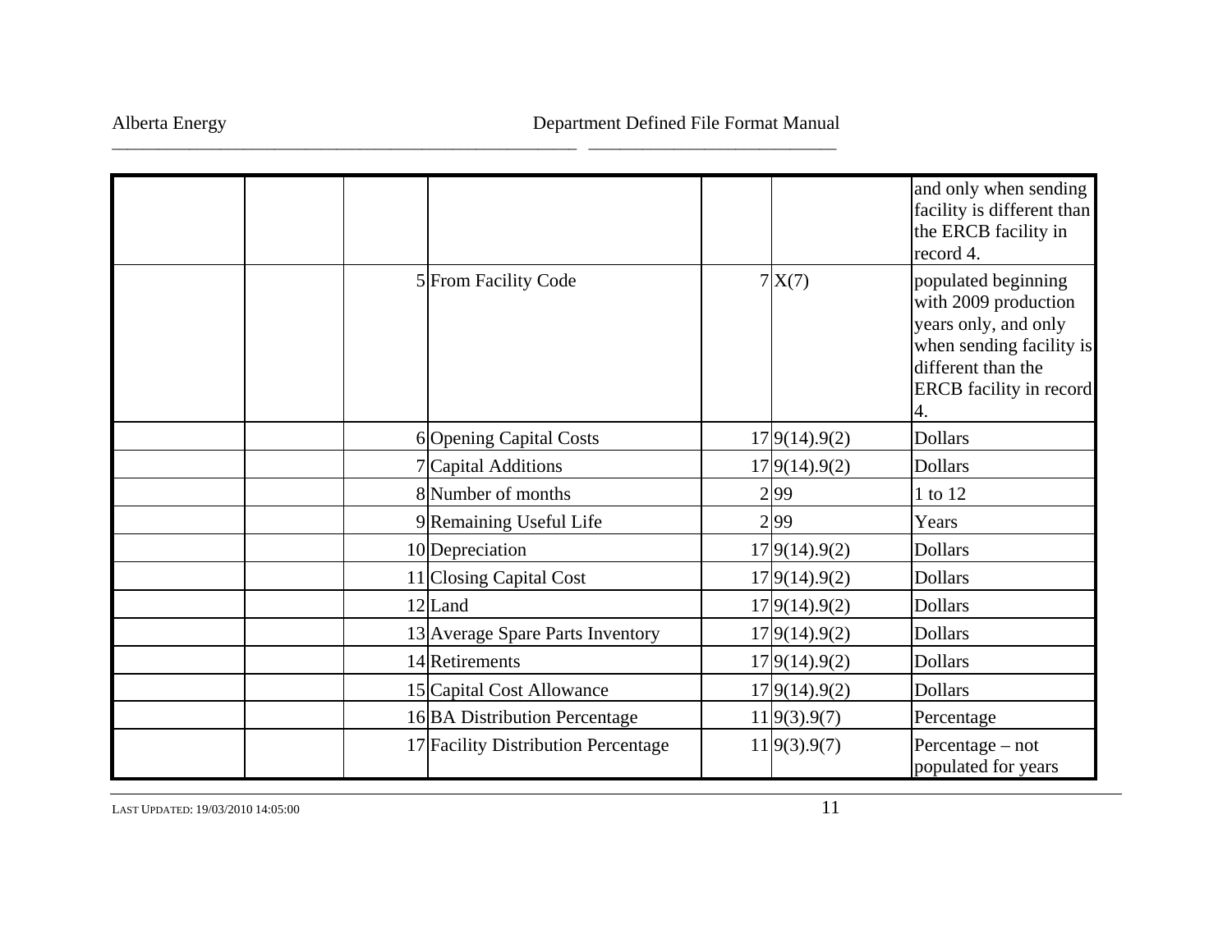| | | | | | | |
|---|---|---|---|---|---|---|
| | | | | | | and only when sending facility is different than the ERCB facility in record 4. |
| | | 5 | From Facility Code | 7 | X(7) | populated beginning with 2009 production years only, and only when sending facility is different than the ERCB facility in record 4. |
| | | 6 | Opening Capital Costs | 17 | 9(14).9(2) | Dollars |
| | | 7 | Capital Additions | 17 | 9(14).9(2) | Dollars |
| | | 8 | Number of months | 2 | 99 | 1 to 12 |
| | | 9 | Remaining Useful Life | 2 | 99 | Years |
| | | 10 | Depreciation | 17 | 9(14).9(2) | Dollars |
| | | 11 | Closing Capital Cost | 17 | 9(14).9(2) | Dollars |
| | | 12 | Land | 17 | 9(14).9(2) | Dollars |
| | | 13 | Average Spare Parts Inventory | 17 | 9(14).9(2) | Dollars |
| | | 14 | Retirements | 17 | 9(14).9(2) | Dollars |
| | | 15 | Capital Cost Allowance | 17 | 9(14).9(2) | Dollars |
| | | 16 | BA Distribution Percentage | 11 | 9(3).9(7) | Percentage |
| | | 17 | Facility Distribution Percentage | 11 | 9(3).9(7) | Percentage – not populated for years |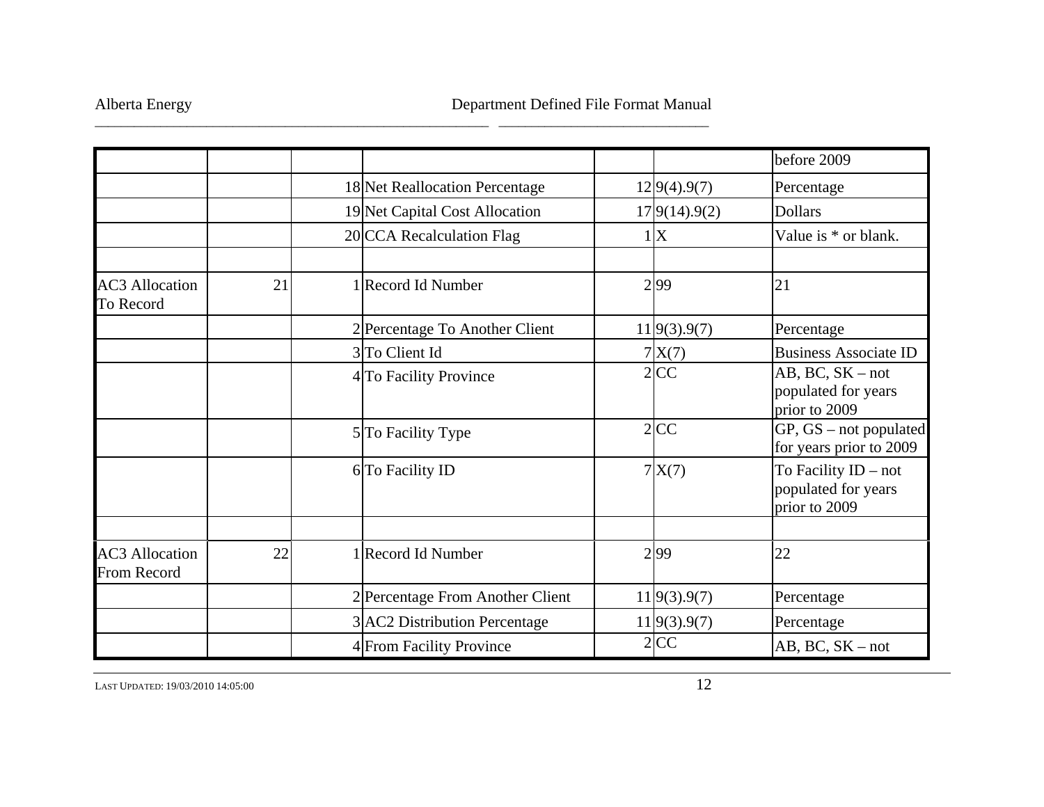| | | | | | | |
|---|---|---|---|---|---|---|
| | | | | | | before 2009 |
| | | 18 | Net Reallocation Percentage | 12 | 9(4).9(7) | Percentage |
| | | 19 | Net Capital Cost Allocation | 17 | 9(14).9(2) | Dollars |
| | | 20 | CCA Recalculation Flag | 1 | X | Value is * or blank. |
| | | | | | | |
| AC3 Allocation To Record | 21 | 1 | Record Id Number | 2 | 99 | 21 |
| | | 2 | Percentage To Another Client | 11 | 9(3).9(7) | Percentage |
| | | 3 | To Client Id | 7 | X(7) | Business Associate ID |
| | | 4 | To Facility Province | 2 | CC | AB, BC, SK – not populated for years prior to 2009 |
| | | 5 | To Facility Type | 2 | CC | GP, GS – not populated for years prior to 2009 |
| | | 6 | To Facility ID | 7 | X(7) | To Facility ID – not populated for years prior to 2009 |
| | | | | | | |
| AC3 Allocation From Record | 22 | 1 | Record Id Number | 2 | 99 | 22 |
| | | 2 | Percentage From Another Client | 11 | 9(3).9(7) | Percentage |
| | | 3 | AC2 Distribution Percentage | 11 | 9(3).9(7) | Percentage |
| | | 4 | From Facility Province | 2 | CC | AB, BC, SK – not |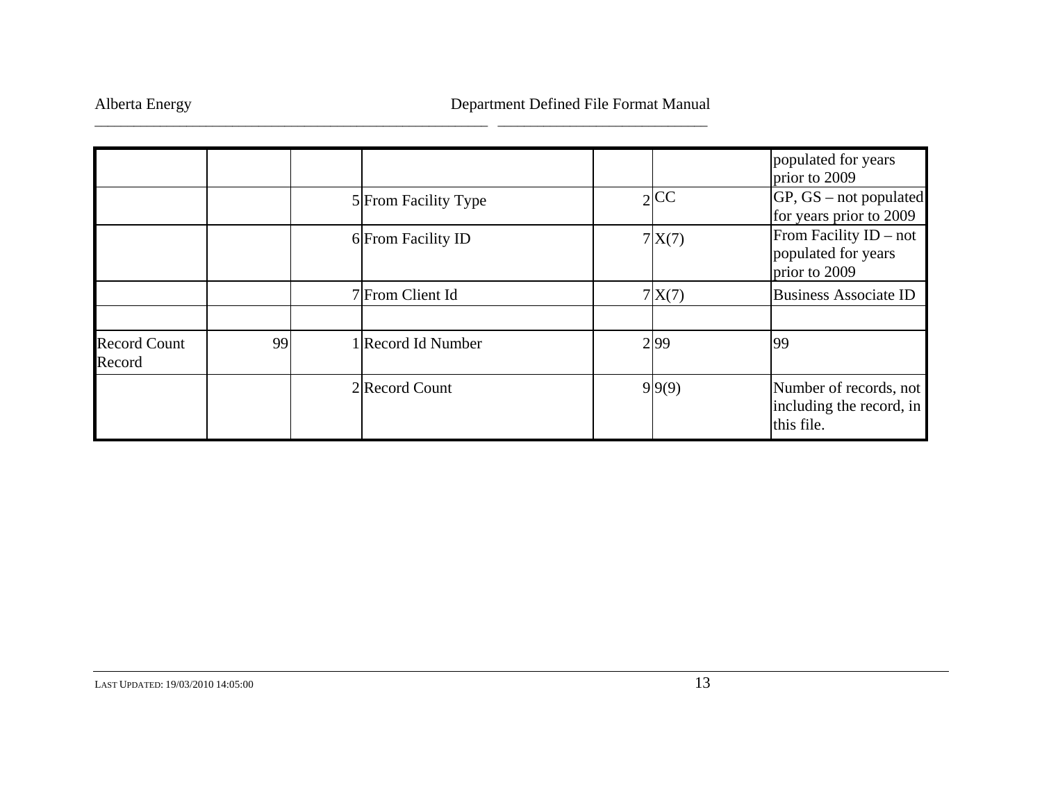| | | | | | | |
|---|---|---|---|---|---|---|
| | | | | | | populated for years prior to 2009 |
| | | 5 | From Facility Type | 2 | CC | GP, GS – not populated for years prior to 2009 |
| | | 6 | From Facility ID | 7 | X(7) | From Facility ID – not populated for years prior to 2009 |
| | | 7 | From Client Id | 7 | X(7) | Business Associate ID |
| | | | | | | |
| Record Count Record | 99 | 1 | Record Id Number | 2 | 99 | 99 |
| | | 2 | Record Count | 9 | 9(9) | Number of records, not including the record, in this file. |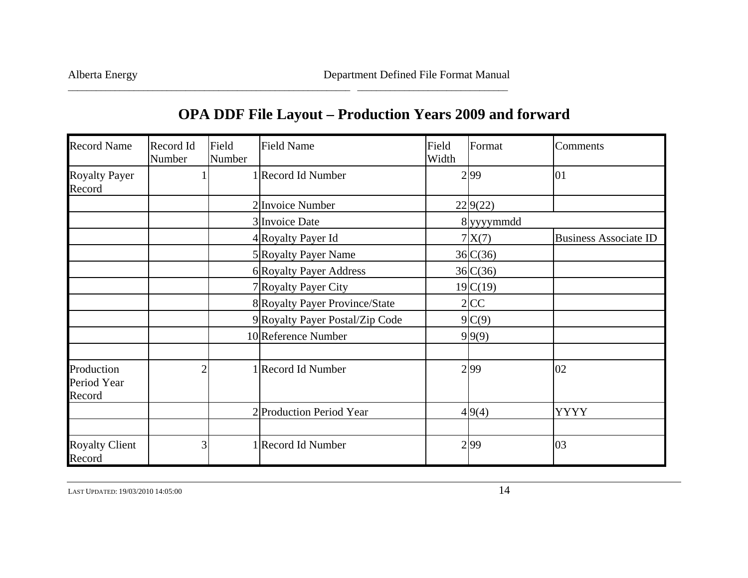# OPA DDF File Layout – Production Years 2009 and forward

| Record Name | Record Id Number | Field Number | Field Name | Field Width | Format | Comments |
|---|---|---|---|---|---|---|
| Royalty Payer Record | 1 | 1 | Record Id Number | 2 | 99 | 01 |
| | | 2 | Invoice Number | 22 | 9(22) | |
| | | 3 | Invoice Date | 8 | yyyymmdd | |
| | | 4 | Royalty Payer Id | 7 | X(7) | Business Associate ID |
| | | 5 | Royalty Payer Name | 36 | C(36) | |
| | | 6 | Royalty Payer Address | 36 | C(36) | |
| | | 7 | Royalty Payer City | 19 | C(19) | |
| | | 8 | Royalty Payer Province/State | 2 | CC | |
| | | 9 | Royalty Payer Postal/Zip Code | 9 | C(9) | |
| | | 10 | Reference Number | 9 | 9(9) | |
| | | | | | | |
| Production Period Year Record | 2 | 1 | Record Id Number | 2 | 99 | 02 |
| | | 2 | Production Period Year | 4 | 9(4) | YYYY |
| | | | | | | |
| Royalty Client Record | 3 | 1 | Record Id Number | 2 | 99 | 03 |

LAST UPDATED: 19/03/2010 14:05:00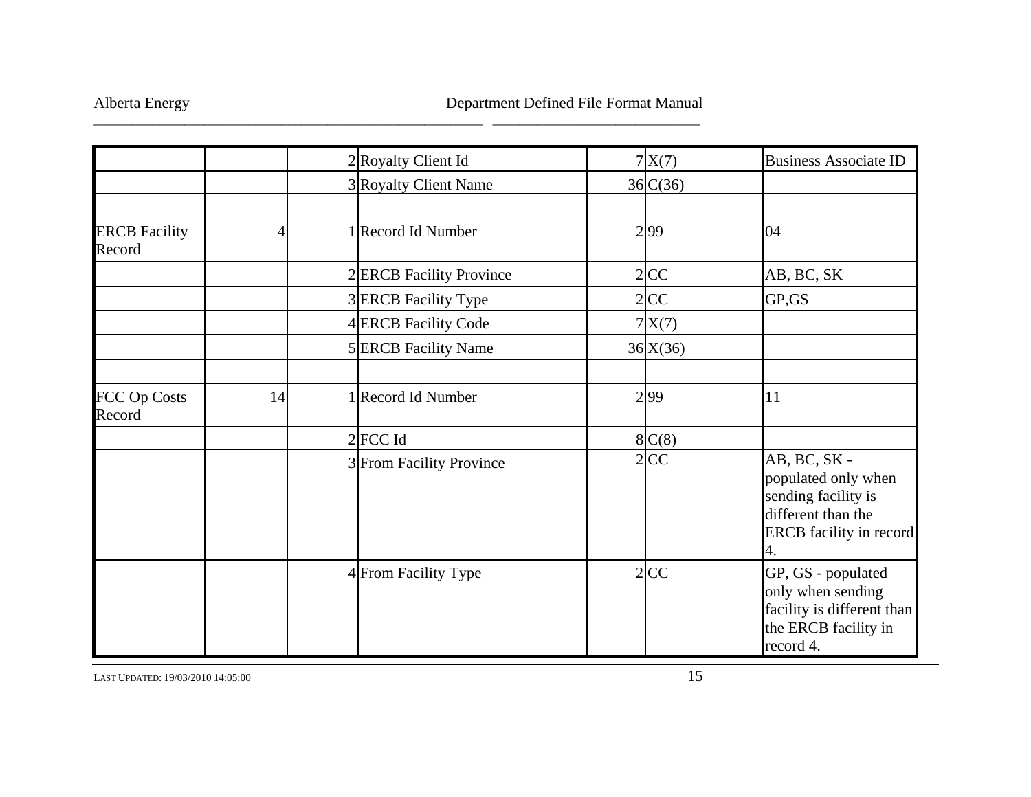| | | | | | | |
|---|---|---|---|---|---|---|
| | | 2 | Royalty Client Id | 7 | X(7) | Business Associate ID |
| | | 3 | Royalty Client Name | 36 | C(36) | |
| | | | | | | |
| ERCB Facility Record | 4 | 1 | Record Id Number | 2 | 99 | 04 |
| | | 2 | ERCB Facility Province | 2 | CC | AB, BC, SK |
| | | 3 | ERCB Facility Type | 2 | CC | GP,GS |
| | | 4 | ERCB Facility Code | 7 | X(7) | |
| | | 5 | ERCB Facility Name | 36 | X(36) | |
| | | | | | | |
| FCC Op Costs Record | 14 | 1 | Record Id Number | 2 | 99 | 11 |
| | | 2 | FCC Id | 8 | C(8) | |
| | | 3 | From Facility Province | 2 | CC | AB, BC, SK - populated only when sending facility is different than the ERCB facility in record 4. |
| | | 4 | From Facility Type | 2 | CC | GP, GS - populated only when sending facility is different than the ERCB facility in record 4. |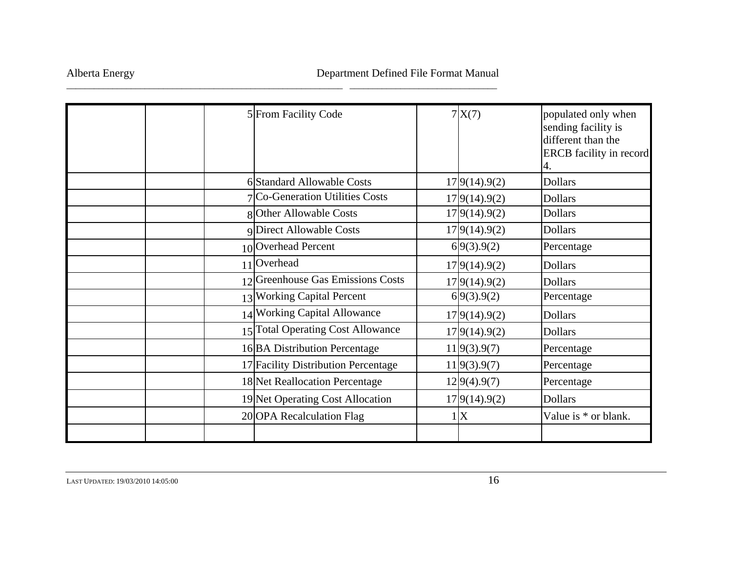| | | | | | | |
|---|---|---|---|---|---|---|
| | | 5 | From Facility Code | 7 | X(7) | populated only when sending facility is different than the ERCB facility in record 4. |
| | | 6 | Standard Allowable Costs | 17 | 9(14).9(2) | Dollars |
| | | 7 | Co-Generation Utilities Costs | 17 | 9(14).9(2) | Dollars |
| | | 8 | Other Allowable Costs | 17 | 9(14).9(2) | Dollars |
| | | 9 | Direct Allowable Costs | 17 | 9(14).9(2) | Dollars |
| | | 10 | Overhead Percent | 6 | 9(3).9(2) | Percentage |
| | | 11 | Overhead | 17 | 9(14).9(2) | Dollars |
| | | 12 | Greenhouse Gas Emissions Costs | 17 | 9(14).9(2) | Dollars |
| | | 13 | Working Capital Percent | 6 | 9(3).9(2) | Percentage |
| | | 14 | Working Capital Allowance | 17 | 9(14).9(2) | Dollars |
| | | 15 | Total Operating Cost Allowance | 17 | 9(14).9(2) | Dollars |
| | | 16 | BA Distribution Percentage | 11 | 9(3).9(7) | Percentage |
| | | 17 | Facility Distribution Percentage | 11 | 9(3).9(7) | Percentage |
| | | 18 | Net Reallocation Percentage | 12 | 9(4).9(7) | Percentage |
| | | 19 | Net Operating Cost Allocation | 17 | 9(14).9(2) | Dollars |
| | | 20 | OPA Recalculation Flag | 1 | X | Value is * or blank. |
| | | | | | | |

LAST UPDATED: 19/03/2010 14:05:00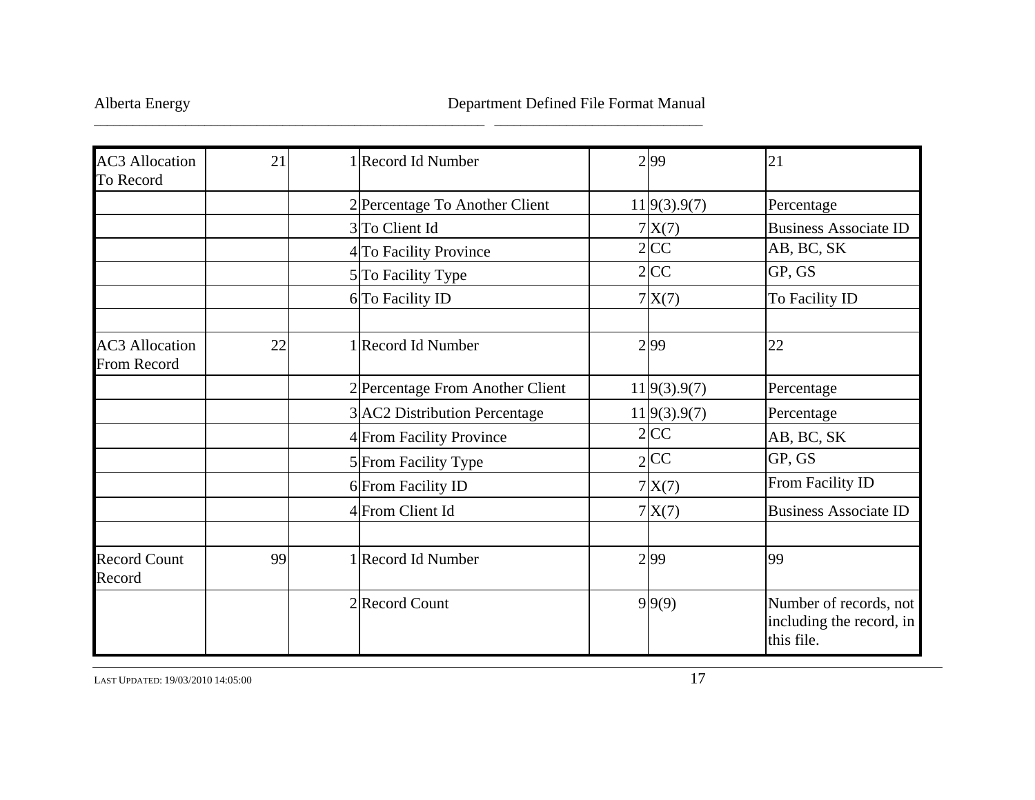| | | | | | | |
|---|---|---|---|---|---|---|
| AC3 Allocation To Record | 21 | 1 | Record Id Number | 2 | 99 | 21 |
| | | 2 | Percentage To Another Client | 11 | 9(3).9(7) | Percentage |
| | | 3 | To Client Id | 7 | X(7) | Business Associate ID |
| | | 4 | To Facility Province | 2 | CC | AB, BC, SK |
| | | 5 | To Facility Type | 2 | CC | GP, GS |
| | | 6 | To Facility ID | 7 | X(7) | To Facility ID |
| | | | | | | |
| AC3 Allocation From Record | 22 | 1 | Record Id Number | 2 | 99 | 22 |
| | | 2 | Percentage From Another Client | 11 | 9(3).9(7) | Percentage |
| | | 3 | AC2 Distribution Percentage | 11 | 9(3).9(7) | Percentage |
| | | 4 | From Facility Province | 2 | CC | AB, BC, SK |
| | | 5 | From Facility Type | 2 | CC | GP, GS |
| | | 6 | From Facility ID | 7 | X(7) | From Facility ID |
| | | 4 | From Client Id | 7 | X(7) | Business Associate ID |
| | | | | | | |
| Record Count Record | 99 | 1 | Record Id Number | 2 | 99 | 99 |
| | | 2 | Record Count | 9 | 9(9) | Number of records, not including the record, in this file. |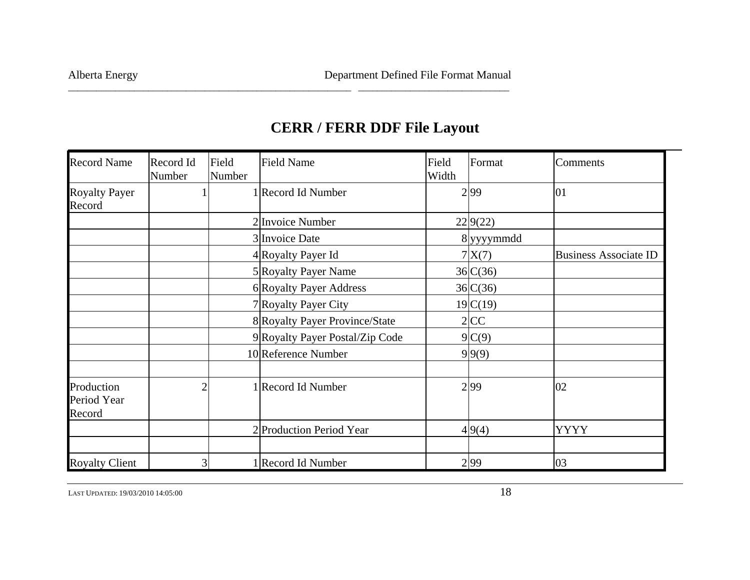# CERR / FERR DDF File Layout

| Record Name | Record Id Number | Field Number | Field Name | Field Width | Format | Comments |
|---|---|---|---|---|---|---|
| Royalty Payer Record | 1 | 1 | Record Id Number | 2 | 99 | 01 |
| | | 2 | Invoice Number | 22 | 9(22) | |
| | | 3 | Invoice Date | 8 | yyyymmdd | |
| | | 4 | Royalty Payer Id | 7 | X(7) | Business Associate ID |
| | | 5 | Royalty Payer Name | 36 | C(36) | |
| | | 6 | Royalty Payer Address | 36 | C(36) | |
| | | 7 | Royalty Payer City | 19 | C(19) | |
| | | 8 | Royalty Payer Province/State | 2 | CC | |
| | | 9 | Royalty Payer Postal/Zip Code | 9 | C(9) | |
| | | 10 | Reference Number | 9 | 9(9) | |
| | | | | | | |
| Production Period Year Record | 2 | 1 | Record Id Number | 2 | 99 | 02 |
| | | 2 | Production Period Year | 4 | 9(4) | YYYY |
| | | | | | | |
| Royalty Client | 3 | 1 | Record Id Number | 2 | 99 | 03 |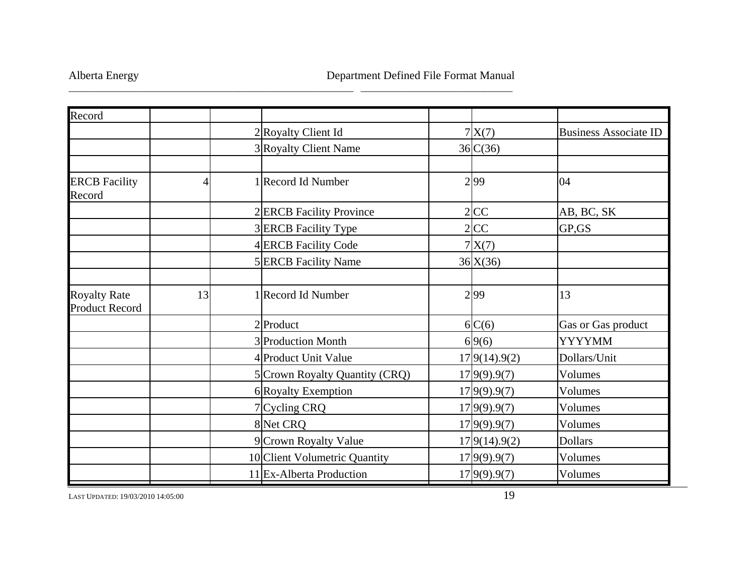| | | | | | | |
|---|---|---|---|---|---|---|
| Record | | | | | | |
| | | 2 | Royalty Client Id | 7 | X(7) | Business Associate ID |
| | | 3 | Royalty Client Name | 36 | C(36) | |
| | | | | | | |
| ERCB Facility Record | 4 | 1 | Record Id Number | 2 | 99 | 04 |
| | | 2 | ERCB Facility Province | 2 | CC | AB, BC, SK |
| | | 3 | ERCB Facility Type | 2 | CC | GP,GS |
| | | 4 | ERCB Facility Code | 7 | X(7) | |
| | | 5 | ERCB Facility Name | 36 | X(36) | |
| | | | | | | |
| Royalty Rate Product Record | 13 | 1 | Record Id Number | 2 | 99 | 13 |
| | | 2 | Product | 6 | C(6) | Gas or Gas product |
| | | 3 | Production Month | 6 | 9(6) | YYYYMM |
| | | 4 | Product Unit Value | 17 | 9(14).9(2) | Dollars/Unit |
| | | 5 | Crown Royalty Quantity (CRQ) | 17 | 9(9).9(7) | Volumes |
| | | 6 | Royalty Exemption | 17 | 9(9).9(7) | Volumes |
| | | 7 | Cycling CRQ | 17 | 9(9).9(7) | Volumes |
| | | 8 | Net CRQ | 17 | 9(9).9(7) | Volumes |
| | | 9 | Crown Royalty Value | 17 | 9(14).9(2) | Dollars |
| | | 10 | Client Volumetric Quantity | 17 | 9(9).9(7) | Volumes |
| | | 11 | Ex-Alberta Production | 17 | 9(9).9(7) | Volumes |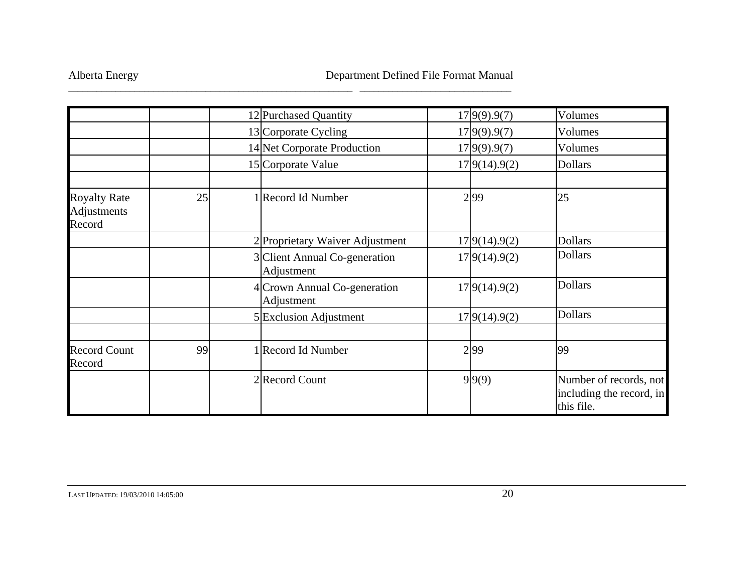| | | | | | | |
|---|---|---|---|---|---|---|
| | | 12 | Purchased Quantity | 17 | 9(9).9(7) | Volumes |
| | | 13 | Corporate Cycling | 17 | 9(9).9(7) | Volumes |
| | | 14 | Net Corporate Production | 17 | 9(9).9(7) | Volumes |
| | | 15 | Corporate Value | 17 | 9(14).9(2) | Dollars |
| | | | | | | |
| Royalty Rate Adjustments Record | 25 | 1 | Record Id Number | 2 | 99 | 25 |
| | | 2 | Proprietary Waiver Adjustment | 17 | 9(14).9(2) | Dollars |
| | | 3 | Client Annual Co-generation Adjustment | 17 | 9(14).9(2) | Dollars |
| | | 4 | Crown Annual Co-generation Adjustment | 17 | 9(14).9(2) | Dollars |
| | | 5 | Exclusion Adjustment | 17 | 9(14).9(2) | Dollars |
| | | | | | | |
| Record Count Record | 99 | 1 | Record Id Number | 2 | 99 | 99 |
| | | 2 | Record Count | 9 | 9(9) | Number of records, not including the record, in this file. |